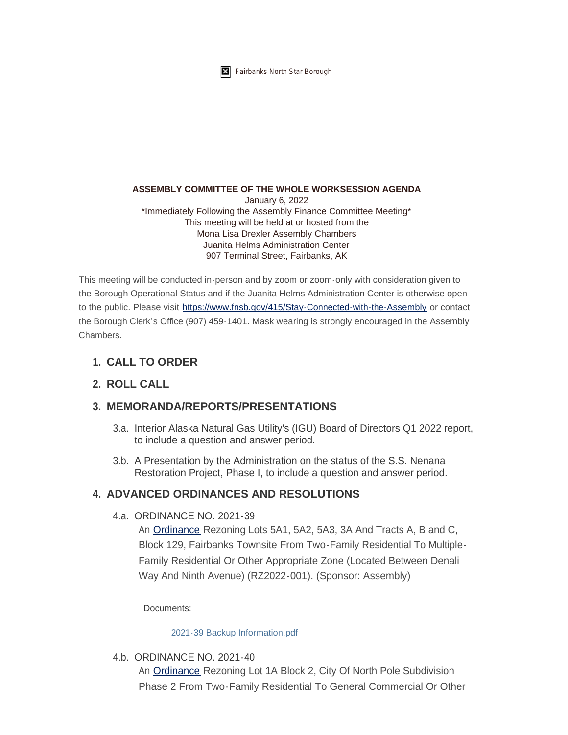Fairbanks North Star Borough

**ASSEMBLY COMMITTEE OF THE WHOLE WORKSESSION AGENDA**
January 6, 2022
*Immediately Following the Assembly Finance Committee Meeting*
This meeting will be held at or hosted from the
Mona Lisa Drexler Assembly Chambers
Juanita Helms Administration Center
907 Terminal Street, Fairbanks, AK

This meeting will be conducted in-person and by zoom or zoom-only with consideration given to the Borough Operational Status and if the Juanita Helms Administration Center is otherwise open to the public. Please visit [https://www.fnsb.gov/415/Stay-Connected-with-the-Assembly](https://www.fnsb.gov/415/Stay-Connected-with-the-Assembly) or contact the Borough Clerk's Office (907) 459-1401. Mask wearing is strongly encouraged in the Assembly Chambers.

## 1. CALL TO ORDER

## 2. ROLL CALL

## 3. MEMORANDA/REPORTS/PRESENTATIONS

3.a. Interior Alaska Natural Gas Utility's (IGU) Board of Directors Q1 2022 report, to include a question and answer period.

3.b. A Presentation by the Administration on the status of the S.S. Nenana Restoration Project, Phase I, to include a question and answer period.

## 4. ADVANCED ORDINANCES AND RESOLUTIONS

4.a. ORDINANCE NO. 2021-39

An Ordinance Rezoning Lots 5A1, 5A2, 5A3, 3A And Tracts A, B and C, Block 129, Fairbanks Townsite From Two-Family Residential To Multiple-Family Residential Or Other Appropriate Zone (Located Between Denali Way And Ninth Avenue) (RZ2022-001). (Sponsor: Assembly)

Documents:

2021-39 Backup Information.pdf

4.b. ORDINANCE NO. 2021-40

An Ordinance Rezoning Lot 1A Block 2, City Of North Pole Subdivision Phase 2 From Two-Family Residential To General Commercial Or Other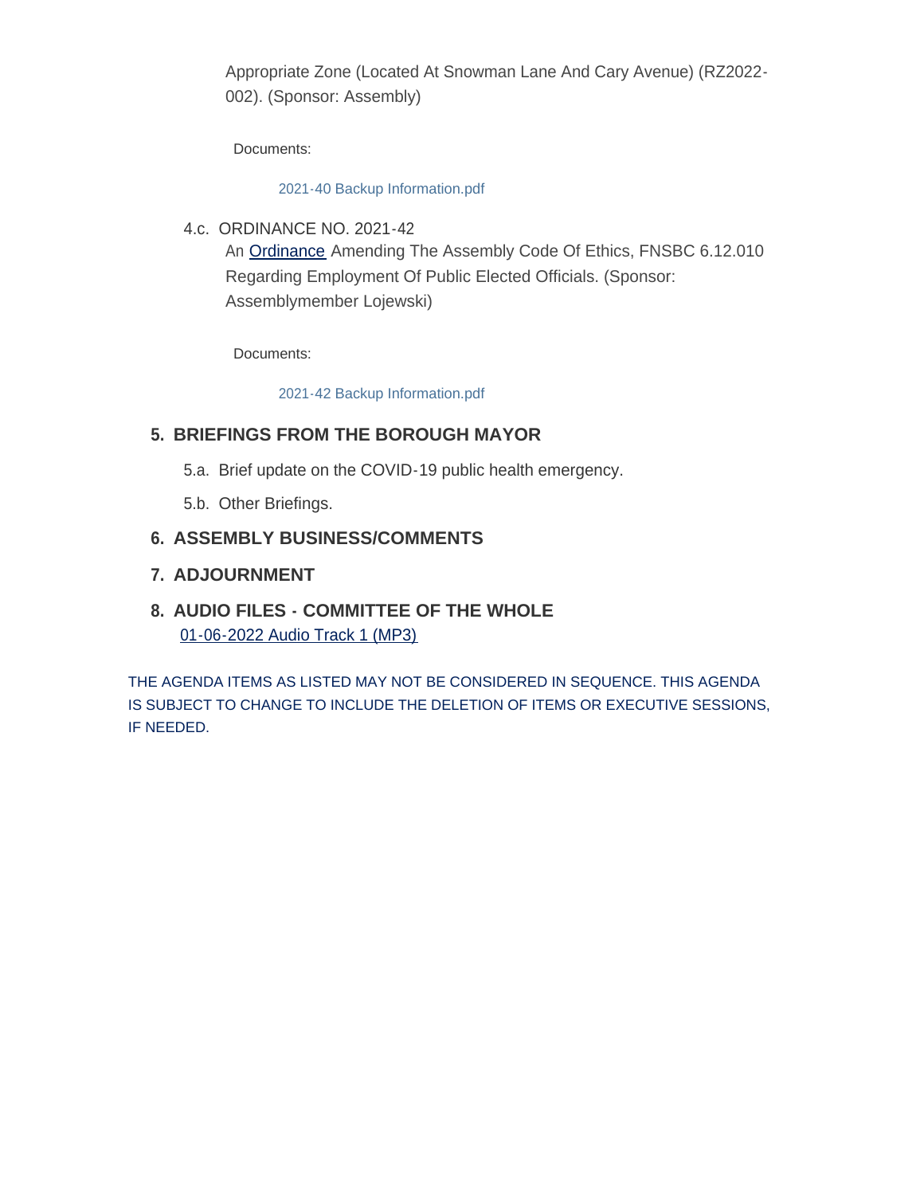Appropriate Zone (Located At Snowman Lane And Cary Avenue) (RZ2022-002). (Sponsor: Assembly)

Documents:

2021-40 Backup Information.pdf

4.c. ORDINANCE NO. 2021-42

An Ordinance Amending The Assembly Code Of Ethics, FNSBC 6.12.010 Regarding Employment Of Public Elected Officials. (Sponsor: Assemblymember Lojewski)

Documents:

2021-42 Backup Information.pdf

## 5. BRIEFINGS FROM THE BOROUGH MAYOR

5.a. Brief update on the COVID-19 public health emergency.

5.b. Other Briefings.

## 6. ASSEMBLY BUSINESS/COMMENTS

## 7. ADJOURNMENT

## 8. AUDIO FILES - COMMITTEE OF THE WHOLE

01-06-2022 Audio Track 1 (MP3)

THE AGENDA ITEMS AS LISTED MAY NOT BE CONSIDERED IN SEQUENCE. THIS AGENDA IS SUBJECT TO CHANGE TO INCLUDE THE DELETION OF ITEMS OR EXECUTIVE SESSIONS, IF NEEDED.